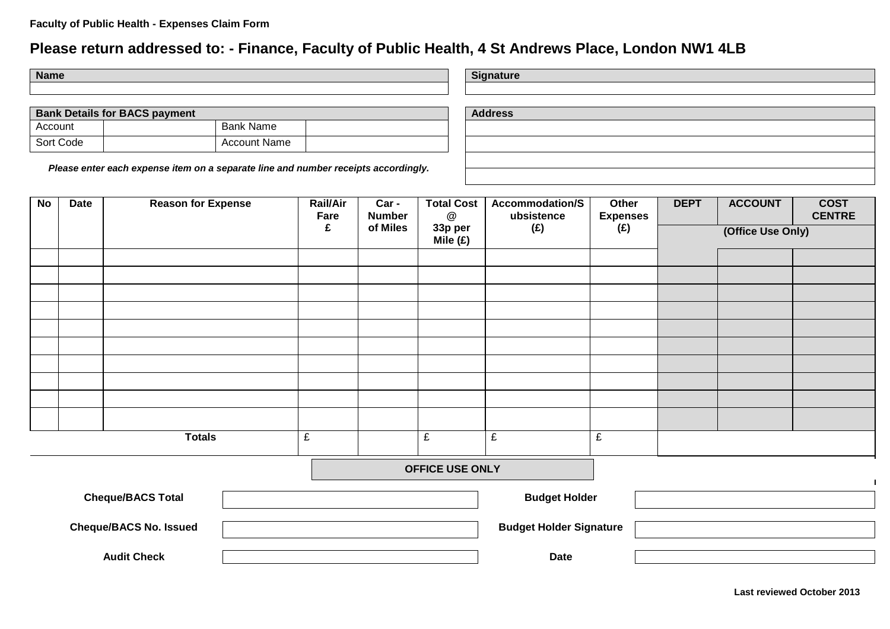**Faculty of Public Health - Expenses Claim Form**

## Please return addressed to: - Finance, Faculty of Public Health, 4 St Andrews Place, London NW1 4LB

| Name |
|---|
| |

| Signature |
|---|
| |

| Bank Details for BACS payment | | | |
|---|---|---|---|
| Account | | Bank Name | |
| Sort Code | | Account Name | |

| Address |
|---|
| |
| |
| |
| |

***Please enter each expense item on a separate line and number receipts accordingly.***

| No | Date | Reason for Expense | Rail/Air Fare £ | Car - Number of Miles | Total Cost @ 33p per Mile (£) | Accommodation/Subsistence (£) | Other Expenses (£) | DEPT | ACCOUNT | COST CENTRE |
|---|---|---|---|---|---|---|---|---|---|---|
| | | | | | | | | (Office Use Only) | | |
| | | | | | | | | | | |
| | | | | | | | | | | |
| | | | | | | | | | | |
| | | | | | | | | | | |
| | | | | | | | | | | |
| | | | | | | | | | | |
| | | | | | | | | | | |
| | | | | | | | | | | |
| | | | | | | | | | | |
| | | | | | | | | | | |
| | | **Totals** | £ | | £ | £ | £ | | | |

**OFFICE USE ONLY**

| | | | |
|---|---|---|---|
| **Cheque/BACS Total** | | **Budget Holder** | |
| **Cheque/BACS No. Issued** | | **Budget Holder Signature** | |
| **Audit Check** | | **Date** | |

**Last reviewed October 2013**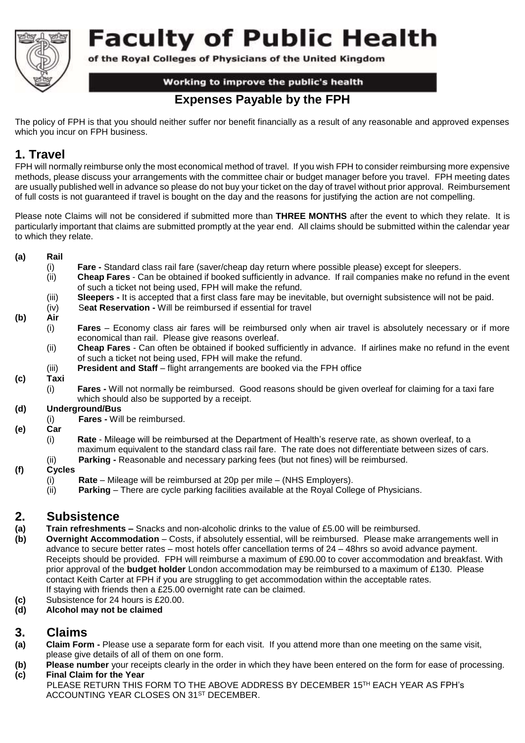# Faculty of Public Health

of the Royal Colleges of Physicians of the United Kingdom

Working to improve the public's health

## Expenses Payable by the FPH

The policy of FPH is that you should neither suffer nor benefit financially as a result of any reasonable and approved expenses which you incur on FPH business.

## 1. Travel

FPH will normally reimburse only the most economical method of travel. If you wish FPH to consider reimbursing more expensive methods, please discuss your arrangements with the committee chair or budget manager before you travel. FPH meeting dates are usually published well in advance so please do not buy your ticket on the day of travel without prior approval. Reimbursement of full costs is not guaranteed if travel is bought on the day and the reasons for justifying the action are not compelling.

Please note Claims will not be considered if submitted more than **THREE MONTHS** after the event to which they relate. It is particularly important that claims are submitted promptly at the year end. All claims should be submitted within the calendar year to which they relate.

**(a) Rail**

- (i) **Fare -** Standard class rail fare (saver/cheap day return where possible please) except for sleepers.
- (ii) **Cheap Fares** - Can be obtained if booked sufficiently in advance. If rail companies make no refund in the event of such a ticket not being used, FPH will make the refund.
- (iii) **Sleepers -** It is accepted that a first class fare may be inevitable, but overnight subsistence will not be paid.
- (iv) **Seat Reservation -** Will be reimbursed if essential for travel

**(b) Air**

- (i) **Fares** – Economy class air fares will be reimbursed only when air travel is absolutely necessary or if more economical than rail. Please give reasons overleaf.
- (ii) **Cheap Fares** - Can often be obtained if booked sufficiently in advance. If airlines make no refund in the event of such a ticket not being used, FPH will make the refund.
- (iii) **President and Staff** – flight arrangements are booked via the FPH office

**(c) Taxi**

- (i) **Fares -** Will not normally be reimbursed. Good reasons should be given overleaf for claiming for a taxi fare which should also be supported by a receipt.

**(d) Underground/Bus**

- (i) **Fares -** Will be reimbursed.

**(e) Car**

- (i) **Rate** - Mileage will be reimbursed at the Department of Health's reserve rate, as shown overleaf, to a maximum equivalent to the standard class rail fare. The rate does not differentiate between sizes of cars.
- (ii) **Parking -** Reasonable and necessary parking fees (but not fines) will be reimbursed.

**(f) Cycles**

- (i) **Rate** – Mileage will be reimbursed at 20p per mile – (NHS Employers).
- (ii) **Parking** – There are cycle parking facilities available at the Royal College of Physicians.

## 2. Subsistence

**(a) Train refreshments –** Snacks and non-alcoholic drinks to the value of £5.00 will be reimbursed.

**(b) Overnight Accommodation** – Costs, if absolutely essential, will be reimbursed. Please make arrangements well in advance to secure better rates – most hotels offer cancellation terms of 24 – 48hrs so avoid advance payment. Receipts should be provided. FPH will reimburse a maximum of £90.00 to cover accommodation and breakfast. With prior approval of the **budget holder** London accommodation may be reimbursed to a maximum of £130. Please contact Keith Carter at FPH if you are struggling to get accommodation within the acceptable rates. If staying with friends then a £25.00 overnight rate can be claimed.

**(c)** Subsistence for 24 hours is £20.00.

**(d) Alcohol may not be claimed**

## 3. Claims

**(a) Claim Form -** Please use a separate form for each visit. If you attend more than one meeting on the same visit, please give details of all of them on one form.

**(b) Please number** your receipts clearly in the order in which they have been entered on the form for ease of processing.

**(c) Final Claim for the Year**

PLEASE RETURN THIS FORM TO THE ABOVE ADDRESS BY DECEMBER 15TH EACH YEAR AS FPH's ACCOUNTING YEAR CLOSES ON 31ST DECEMBER.